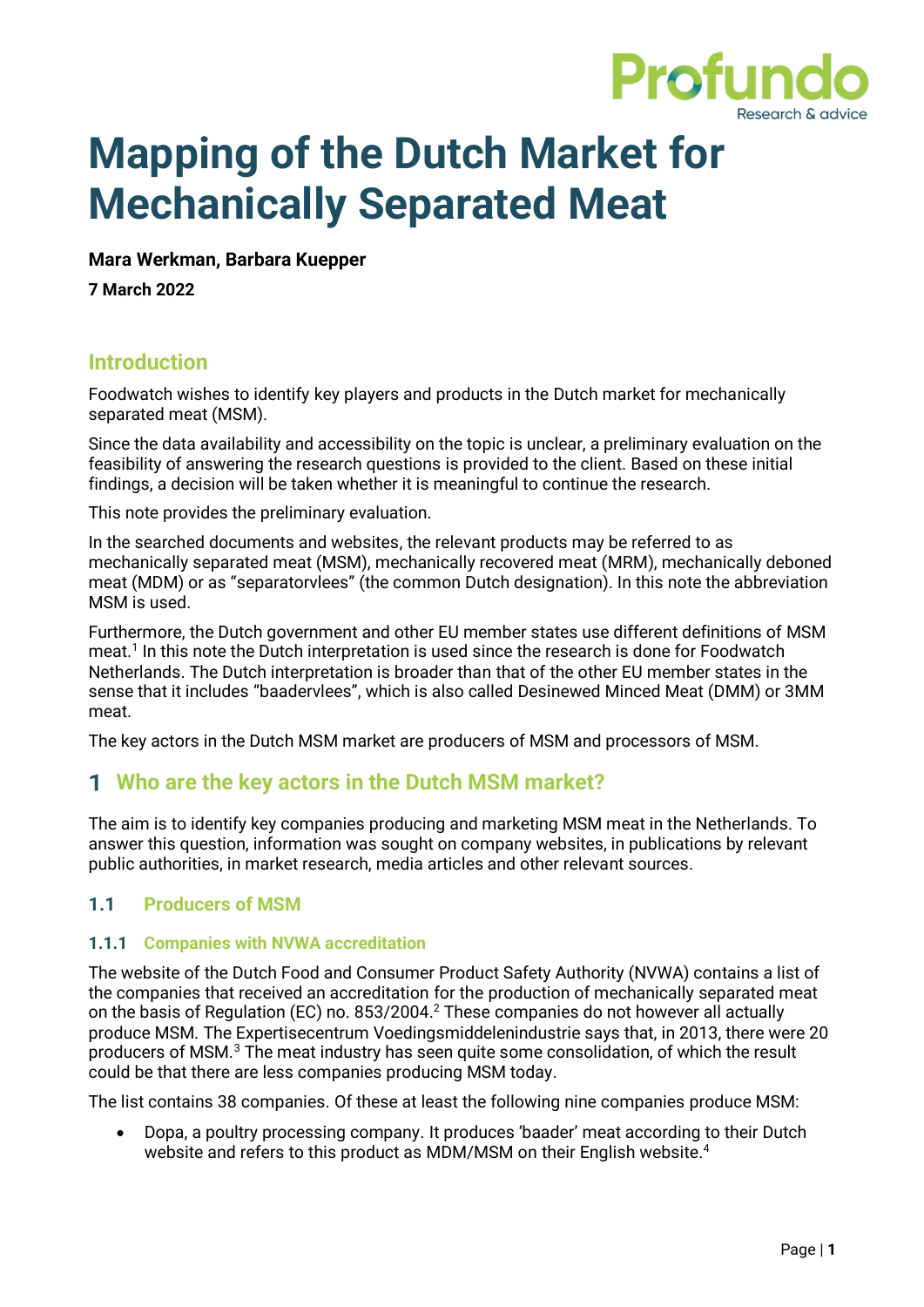# Mapping of the Dutch Market for Mechanically Separated Meat

**Mara Werkman, Barbara Kuepper**

**7 March 2022**

## Introduction

Foodwatch wishes to identify key players and products in the Dutch market for mechanically separated meat (MSM).

Since the data availability and accessibility on the topic is unclear, a preliminary evaluation on the feasibility of answering the research questions is provided to the client. Based on these initial findings, a decision will be taken whether it is meaningful to continue the research.

This note provides the preliminary evaluation.

In the searched documents and websites, the relevant products may be referred to as mechanically separated meat (MSM), mechanically recovered meat (MRM), mechanically deboned meat (MDM) or as "separatorvlees" (the common Dutch designation). In this note the abbreviation MSM is used.

Furthermore, the Dutch government and other EU member states use different definitions of MSM meat.[1] In this note the Dutch interpretation is used since the research is done for Foodwatch Netherlands. The Dutch interpretation is broader than that of the other EU member states in the sense that it includes "baadervlees", which is also called Desinewed Minced Meat (DMM) or 3MM meat.

The key actors in the Dutch MSM market are producers of MSM and processors of MSM.

## 1 Who are the key actors in the Dutch MSM market?

The aim is to identify key companies producing and marketing MSM meat in the Netherlands. To answer this question, information was sought on company websites, in publications by relevant public authorities, in market research, media articles and other relevant sources.

### 1.1 Producers of MSM

#### 1.1.1 Companies with NVWA accreditation

The website of the Dutch Food and Consumer Product Safety Authority (NVWA) contains a list of the companies that received an accreditation for the production of mechanically separated meat on the basis of Regulation (EC) no. 853/2004.[2] These companies do not however all actually produce MSM. The Expertisecentrum Voedingsmiddelenindustrie says that, in 2013, there were 20 producers of MSM.[3] The meat industry has seen quite some consolidation, of which the result could be that there are less companies producing MSM today.

The list contains 38 companies. Of these at least the following nine companies produce MSM:

- Dopa, a poultry processing company. It produces 'baader' meat according to their Dutch website and refers to this product as MDM/MSM on their English website.[4]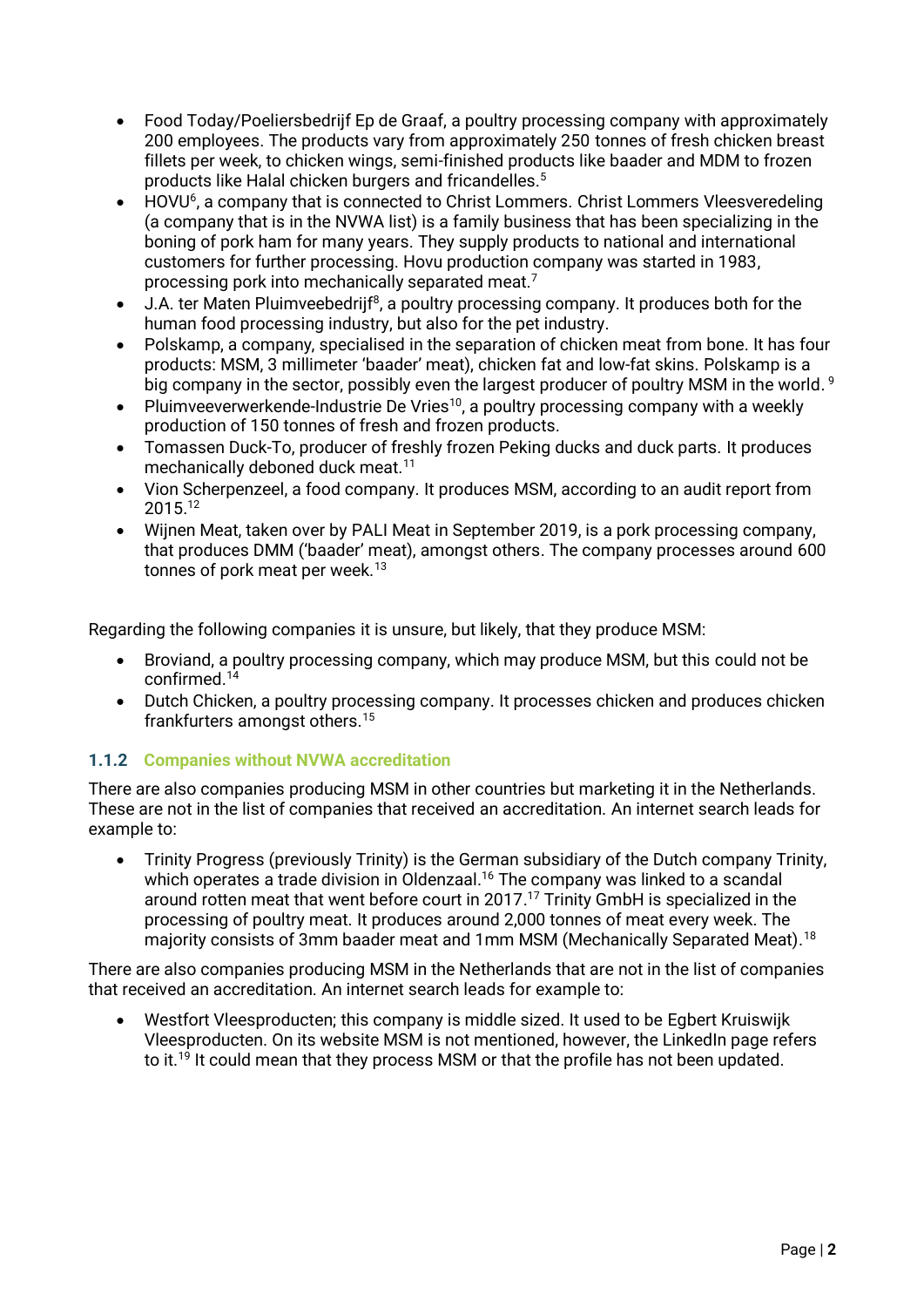- Food Today/Poeliersbedrijf Ep de Graaf, a poultry processing company with approximately 200 employees. The products vary from approximately 250 tonnes of fresh chicken breast fillets per week, to chicken wings, semi-finished products like baader and MDM to frozen products like Halal chicken burgers and fricandelles.[5]
- HOVU[6], a company that is connected to Christ Lommers. Christ Lommers Vleesveredeling (a company that is in the NVWA list) is a family business that has been specializing in the boning of pork ham for many years. They supply products to national and international customers for further processing. Hovu production company was started in 1983, processing pork into mechanically separated meat.[7]
- J.A. ter Maten Pluimveebedrijf[8], a poultry processing company. It produces both for the human food processing industry, but also for the pet industry.
- Polskamp, a company, specialised in the separation of chicken meat from bone. It has four products: MSM, 3 millimeter 'baader' meat), chicken fat and low-fat skins. Polskamp is a big company in the sector, possibly even the largest producer of poultry MSM in the world. [9]
- Pluimveeverwerkende-Industrie De Vries[10], a poultry processing company with a weekly production of 150 tonnes of fresh and frozen products.
- Tomassen Duck-To, producer of freshly frozen Peking ducks and duck parts. It produces mechanically deboned duck meat.[11]
- Vion Scherpenzeel, a food company. It produces MSM, according to an audit report from 2015.[12]
- Wijnen Meat, taken over by PALI Meat in September 2019, is a pork processing company, that produces DMM ('baader' meat), amongst others. The company processes around 600 tonnes of pork meat per week.[13]

Regarding the following companies it is unsure, but likely, that they produce MSM:

- Broviand, a poultry processing company, which may produce MSM, but this could not be confirmed.[14]
- Dutch Chicken, a poultry processing company. It processes chicken and produces chicken frankfurters amongst others.[15]

### 1.1.2 Companies without NVWA accreditation

There are also companies producing MSM in other countries but marketing it in the Netherlands. These are not in the list of companies that received an accreditation. An internet search leads for example to:

- Trinity Progress (previously Trinity) is the German subsidiary of the Dutch company Trinity, which operates a trade division in Oldenzaal.[16] The company was linked to a scandal around rotten meat that went before court in 2017.[17] Trinity GmbH is specialized in the processing of poultry meat. It produces around 2,000 tonnes of meat every week. The majority consists of 3mm baader meat and 1mm MSM (Mechanically Separated Meat).[18]

There are also companies producing MSM in the Netherlands that are not in the list of companies that received an accreditation. An internet search leads for example to:

- Westfort Vleesproducten; this company is middle sized. It used to be Egbert Kruiswijk Vleesproducten. On its website MSM is not mentioned, however, the LinkedIn page refers to it.[19] It could mean that they process MSM or that the profile has not been updated.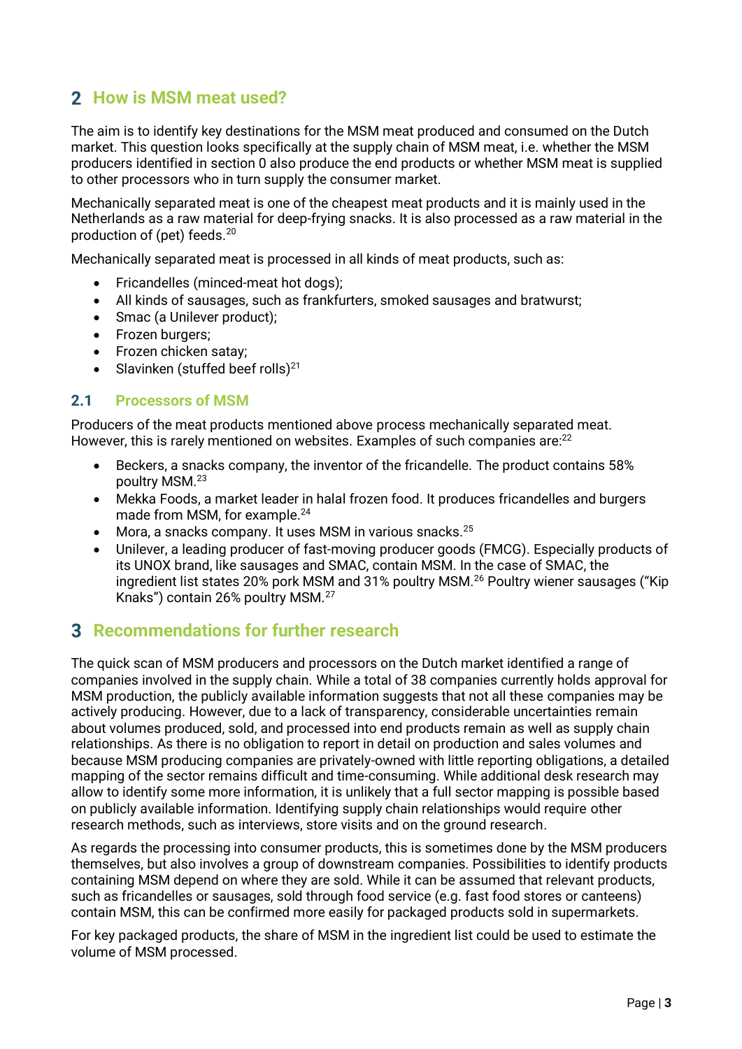## 2 How is MSM meat used?

The aim is to identify key destinations for the MSM meat produced and consumed on the Dutch market. This question looks specifically at the supply chain of MSM meat, i.e. whether the MSM producers identified in section 0 also produce the end products or whether MSM meat is supplied to other processors who in turn supply the consumer market.

Mechanically separated meat is one of the cheapest meat products and it is mainly used in the Netherlands as a raw material for deep-frying snacks. It is also processed as a raw material in the production of (pet) feeds.[20]

Mechanically separated meat is processed in all kinds of meat products, such as:

- Fricandelles (minced-meat hot dogs);
- All kinds of sausages, such as frankfurters, smoked sausages and bratwurst;
- Smac (a Unilever product);
- Frozen burgers;
- Frozen chicken satay;
- Slavinken (stuffed beef rolls)[21]

### 2.1 Processors of MSM

Producers of the meat products mentioned above process mechanically separated meat. However, this is rarely mentioned on websites. Examples of such companies are:[22]

- Beckers, a snacks company, the inventor of the fricandelle. The product contains 58% poultry MSM.[23]
- Mekka Foods, a market leader in halal frozen food. It produces fricandelles and burgers made from MSM, for example.[24]
- Mora, a snacks company. It uses MSM in various snacks.[25]
- Unilever, a leading producer of fast-moving producer goods (FMCG). Especially products of its UNOX brand, like sausages and SMAC, contain MSM. In the case of SMAC, the ingredient list states 20% pork MSM and 31% poultry MSM.[26] Poultry wiener sausages ("Kip Knaks") contain 26% poultry MSM.[27]

## 3 Recommendations for further research

The quick scan of MSM producers and processors on the Dutch market identified a range of companies involved in the supply chain. While a total of 38 companies currently holds approval for MSM production, the publicly available information suggests that not all these companies may be actively producing. However, due to a lack of transparency, considerable uncertainties remain about volumes produced, sold, and processed into end products remain as well as supply chain relationships. As there is no obligation to report in detail on production and sales volumes and because MSM producing companies are privately-owned with little reporting obligations, a detailed mapping of the sector remains difficult and time-consuming. While additional desk research may allow to identify some more information, it is unlikely that a full sector mapping is possible based on publicly available information. Identifying supply chain relationships would require other research methods, such as interviews, store visits and on the ground research.

As regards the processing into consumer products, this is sometimes done by the MSM producers themselves, but also involves a group of downstream companies. Possibilities to identify products containing MSM depend on where they are sold. While it can be assumed that relevant products, such as fricandelles or sausages, sold through food service (e.g. fast food stores or canteens) contain MSM, this can be confirmed more easily for packaged products sold in supermarkets.

For key packaged products, the share of MSM in the ingredient list could be used to estimate the volume of MSM processed.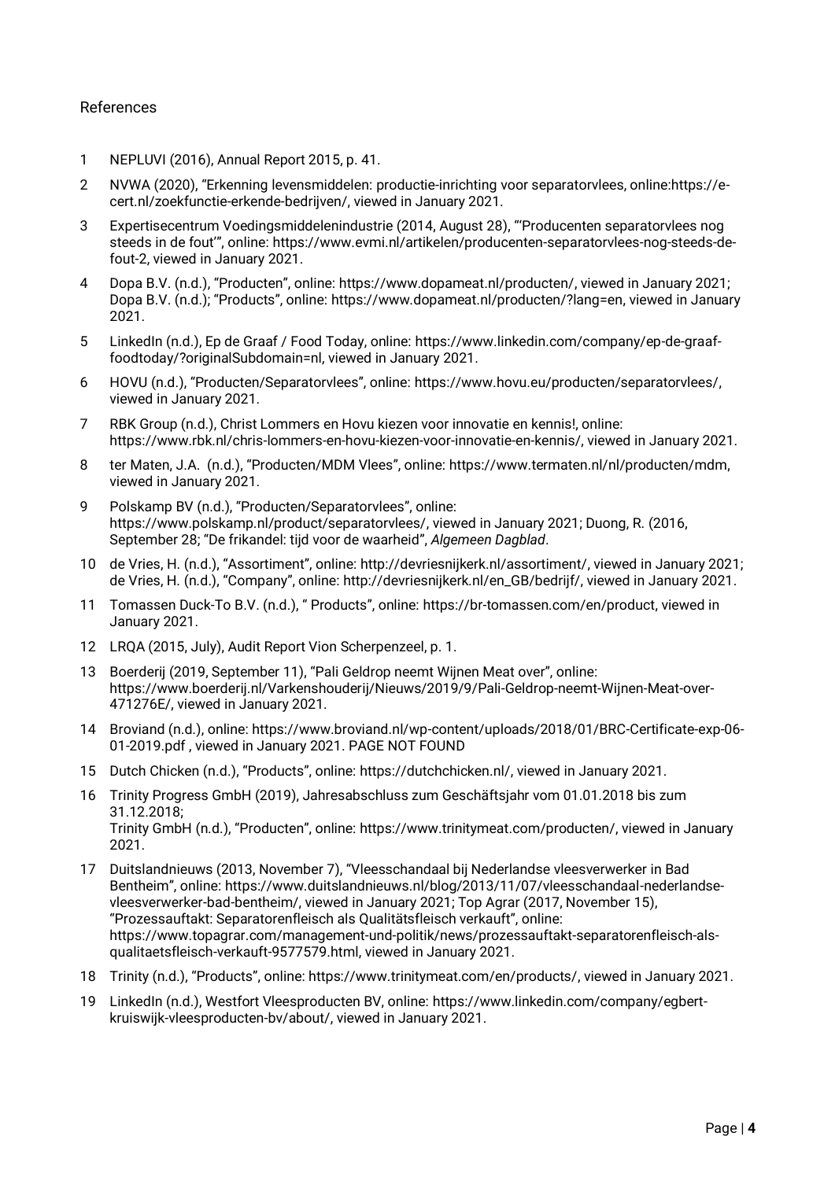## References

1 NEPLUVI (2016), Annual Report 2015, p. 41.

2 NVWA (2020), "Erkenning levensmiddelen: productie-inrichting voor separatorvlees, online:https://e-cert.nl/zoekfunctie-erkende-bedrijven/, viewed in January 2021.

3 Expertisecentrum Voedingsmiddelenindustrie (2014, August 28), "'Producenten separatorvlees nog steeds in de fout'", online: https://www.evmi.nl/artikelen/producenten-separatorvlees-nog-steeds-de-fout-2, viewed in January 2021.

4 Dopa B.V. (n.d.), "Producten", online: https://www.dopameat.nl/producten/, viewed in January 2021; Dopa B.V. (n.d.); "Products", online: https://www.dopameat.nl/producten/?lang=en, viewed in January 2021.

5 LinkedIn (n.d.), Ep de Graaf / Food Today, online: https://www.linkedin.com/company/ep-de-graaf-foodtoday/?originalSubdomain=nl, viewed in January 2021.

6 HOVU (n.d.), "Producten/Separatorvlees", online: https://www.hovu.eu/producten/separatorvlees/, viewed in January 2021.

7 RBK Group (n.d.), Christ Lommers en Hovu kiezen voor innovatie en kennis!, online: https://www.rbk.nl/chris-lommers-en-hovu-kiezen-voor-innovatie-en-kennis/, viewed in January 2021.

8 ter Maten, J.A. (n.d.), "Producten/MDM Vlees", online: https://www.termaten.nl/nl/producten/mdm, viewed in January 2021.

9 Polskamp BV (n.d.), "Producten/Separatorvlees", online: https://www.polskamp.nl/product/separatorvlees/, viewed in January 2021; Duong, R. (2016, September 28; "De frikandel: tijd voor de waarheid", *Algemeen Dagblad*.

10 de Vries, H. (n.d.), "Assortiment", online: http://devriesnijkerk.nl/assortiment/, viewed in January 2021; de Vries, H. (n.d.), "Company", online: http://devriesnijkerk.nl/en_GB/bedrijf/, viewed in January 2021.

11 Tomassen Duck-To B.V. (n.d.), " Products", online: https://br-tomassen.com/en/product, viewed in January 2021.

12 LRQA (2015, July), Audit Report Vion Scherpenzeel, p. 1.

13 Boerderij (2019, September 11), "Pali Geldrop neemt Wijnen Meat over", online: https://www.boerderij.nl/Varkenshouderij/Nieuws/2019/9/Pali-Geldrop-neemt-Wijnen-Meat-over-471276E/, viewed in January 2021.

14 Broviand (n.d.), online: https://www.broviand.nl/wp-content/uploads/2018/01/BRC-Certificate-exp-06-01-2019.pdf , viewed in January 2021. PAGE NOT FOUND

15 Dutch Chicken (n.d.), "Products", online: https://dutchchicken.nl/, viewed in January 2021.

16 Trinity Progress GmbH (2019), Jahresabschluss zum Geschäftsjahr vom 01.01.2018 bis zum 31.12.2018;
Trinity GmbH (n.d.), "Producten", online: https://www.trinitymeat.com/producten/, viewed in January 2021.

17 Duitslandnieuws (2013, November 7), "Vleesschandaal bij Nederlandse vleesverwerker in Bad Bentheim", online: https://www.duitslandnieuws.nl/blog/2013/11/07/vleesschandaal-nederlandse-vleesverwerker-bad-bentheim/, viewed in January 2021; Top Agrar (2017, November 15), "Prozessauftakt: Separatorenfleisch als Qualitätsfleisch verkauft", online: https://www.topagrar.com/management-und-politik/news/prozessauftakt-separatorenfleisch-als-qualitaetsfleisch-verkauft-9577579.html, viewed in January 2021.

18 Trinity (n.d.), "Products", online: https://www.trinitymeat.com/en/products/, viewed in January 2021.

19 LinkedIn (n.d.), Westfort Vleesproducten BV, online: https://www.linkedin.com/company/egbert-kruiswijk-vleesproducten-bv/about/, viewed in January 2021.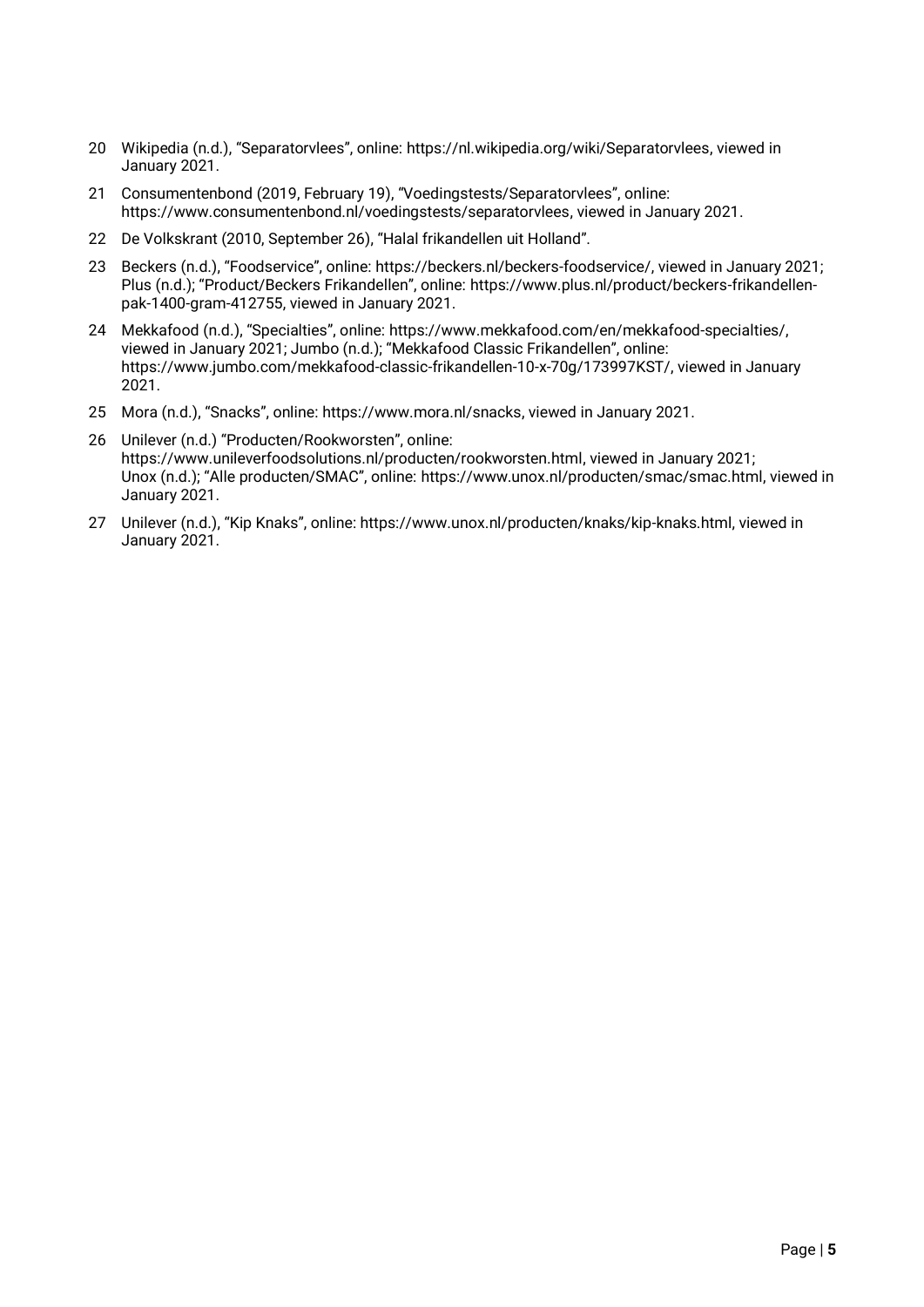20 Wikipedia (n.d.), "Separatorvlees", online: https://nl.wikipedia.org/wiki/Separatorvlees, viewed in January 2021.

21 Consumentenbond (2019, February 19), "Voedingstests/Separatorvlees", online: https://www.consumentenbond.nl/voedingstests/separatorvlees, viewed in January 2021.

22 De Volkskrant (2010, September 26), "Halal frikandellen uit Holland".

23 Beckers (n.d.), "Foodservice", online: https://beckers.nl/beckers-foodservice/, viewed in January 2021; Plus (n.d.); "Product/Beckers Frikandellen", online: https://www.plus.nl/product/beckers-frikandellen-pak-1400-gram-412755, viewed in January 2021.

24 Mekkafood (n.d.), "Specialties", online: https://www.mekkafood.com/en/mekkafood-specialties/, viewed in January 2021; Jumbo (n.d.); "Mekkafood Classic Frikandellen", online: https://www.jumbo.com/mekkafood-classic-frikandellen-10-x-70g/173997KST/, viewed in January 2021.

25 Mora (n.d.), "Snacks", online: https://www.mora.nl/snacks, viewed in January 2021.

26 Unilever (n.d.) "Producten/Rookworsten", online: https://www.unileverfoodsolutions.nl/producten/rookworsten.html, viewed in January 2021; Unox (n.d.); "Alle producten/SMAC", online: https://www.unox.nl/producten/smac/smac.html, viewed in January 2021.

27 Unilever (n.d.), "Kip Knaks", online: https://www.unox.nl/producten/knaks/kip-knaks.html, viewed in January 2021.